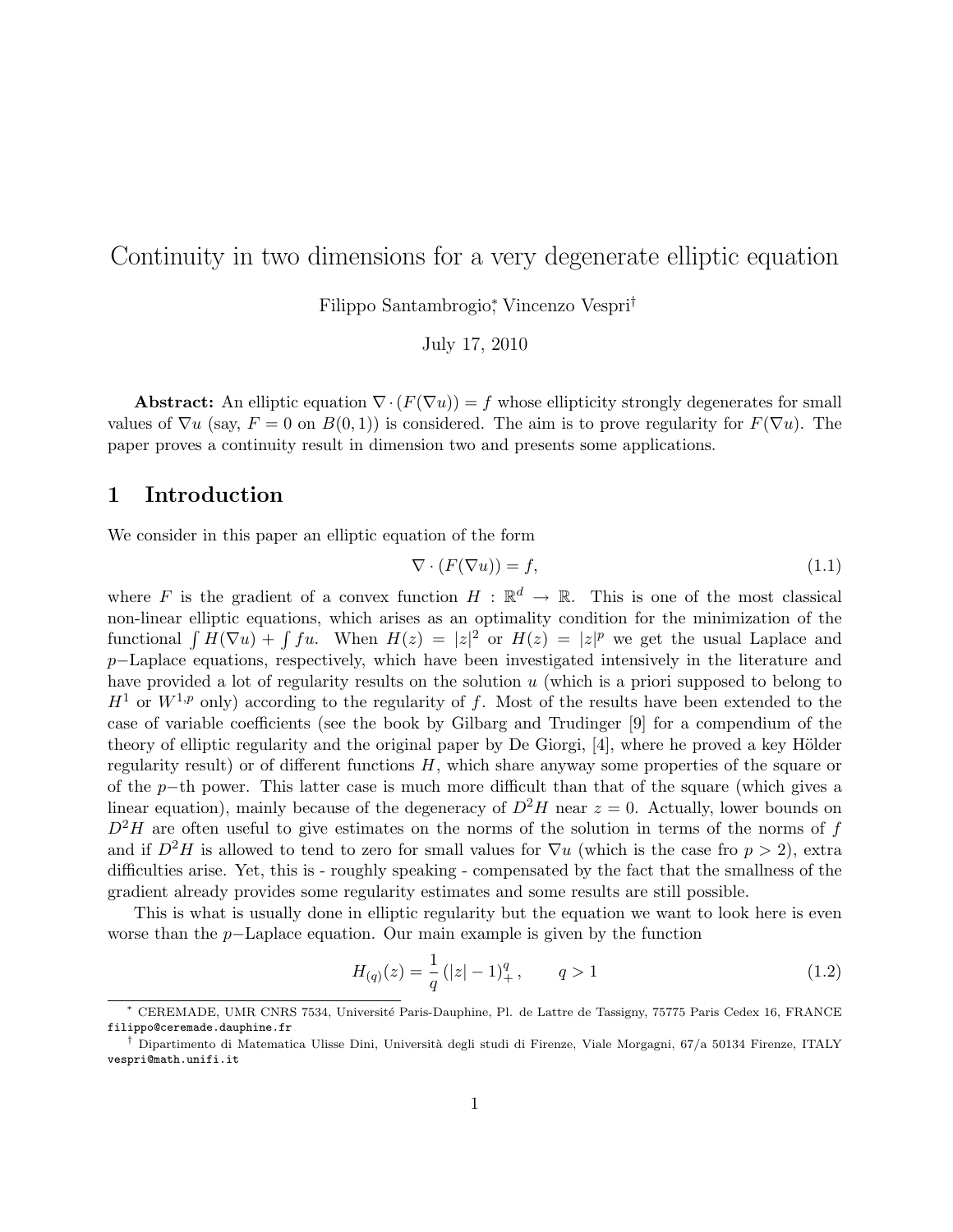# Continuity in two dimensions for a very degenerate elliptic equation

Filippo Santambrogio[*], Vincenzo Vespri[†]

July 17, 2010

**Abstract:** An elliptic equation $\nabla \cdot (F(\nabla u)) = f$ whose ellipticity strongly degenerates for small values of $\nabla u$ (say, $F = 0$ on $B(0,1)$) is considered. The aim is to prove regularity for $F(\nabla u)$. The paper proves a continuity result in dimension two and presents some applications.

## 1 Introduction

We consider in this paper an elliptic equation of the form

$$\nabla \cdot (F(\nabla u)) = f, \tag{1.1}$$

where $F$ is the gradient of a convex function $H : \mathbb{R}^d \to \mathbb{R}$. This is one of the most classical non-linear elliptic equations, which arises as an optimality condition for the minimization of the functional $\int H(\nabla u) + \int fu$. When $H(z) = |z|^2$ or $H(z) = |z|^p$ we get the usual Laplace and $p-$Laplace equations, respectively, which have been investigated intensively in the literature and have provided a lot of regularity results on the solution $u$ (which is a priori supposed to belong to $H^1$ or $W^{1,p}$ only) according to the regularity of $f$. Most of the results have been extended to the case of variable coefficients (see the book by Gilbarg and Trudinger [9] for a compendium of the theory of elliptic regularity and the original paper by De Giorgi, [4], where he proved a key Hölder regularity result) or of different functions $H$, which share anyway some properties of the square or of the $p-$th power. This latter case is much more difficult than that of the square (which gives a linear equation), mainly because of the degeneracy of $D^2H$ near $z = 0$. Actually, lower bounds on $D^2H$ are often useful to give estimates on the norms of the solution in terms of the norms of $f$ and if $D^2H$ is allowed to tend to zero for small values for $\nabla u$ (which is the case fro $p > 2$), extra difficulties arise. Yet, this is - roughly speaking - compensated by the fact that the smallness of the gradient already provides some regularity estimates and some results are still possible.

This is what is usually done in elliptic regularity but the equation we want to look here is even worse than the $p-$Laplace equation. Our main example is given by the function

$$H_{(q)}(z) = \frac{1}{q}\left(|z| - 1\right)_+^q, \qquad q > 1 \tag{1.2}$$

---

[*] CEREMADE, UMR CNRS 7534, Université Paris-Dauphine, Pl. de Lattre de Tassigny, 75775 Paris Cedex 16, FRANCE filippo@ceremade.dauphine.fr

[†] Dipartimento di Matematica Ulisse Dini, Università degli studi di Firenze, Viale Morgagni, 67/a 50134 Firenze, ITALY vespri@math.unifi.it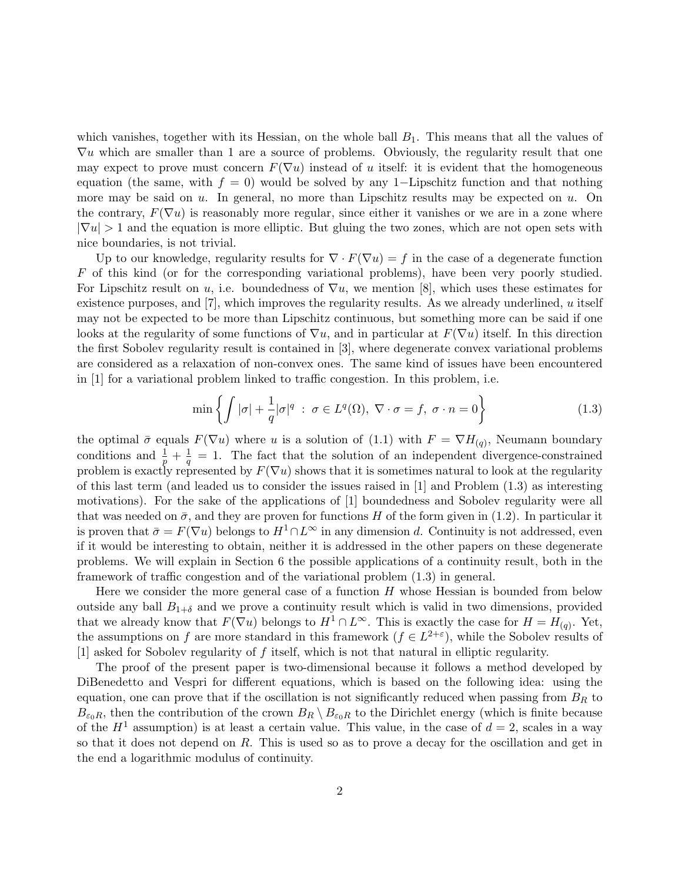which vanishes, together with its Hessian, on the whole ball $B_1$. This means that all the values of $\nabla u$ which are smaller than 1 are a source of problems. Obviously, the regularity result that one may expect to prove must concern $F(\nabla u)$ instead of $u$ itself: it is evident that the homogeneous equation (the same, with $f = 0$) would be solved by any 1−Lipschitz function and that nothing more may be said on $u$. In general, no more than Lipschitz results may be expected on $u$. On the contrary, $F(\nabla u)$ is reasonably more regular, since either it vanishes or we are in a zone where $|\nabla u| > 1$ and the equation is more elliptic. But gluing the two zones, which are not open sets with nice boundaries, is not trivial.

Up to our knowledge, regularity results for $\nabla \cdot F(\nabla u) = f$ in the case of a degenerate function $F$ of this kind (or for the corresponding variational problems), have been very poorly studied. For Lipschitz result on $u$, i.e. boundedness of $\nabla u$, we mention [8], which uses these estimates for existence purposes, and [7], which improves the regularity results. As we already underlined, $u$ itself may not be expected to be more than Lipschitz continuous, but something more can be said if one looks at the regularity of some functions of $\nabla u$, and in particular at $F(\nabla u)$ itself. In this direction the first Sobolev regularity result is contained in [3], where degenerate convex variational problems are considered as a relaxation of non-convex ones. The same kind of issues have been encountered in [1] for a variational problem linked to traffic congestion. In this problem, i.e.

$$\min\left\{\int |\sigma| + \frac{1}{q}|\sigma|^q \;:\; \sigma \in L^q(\Omega),\ \nabla\cdot\sigma = f,\ \sigma\cdot n = 0\right\} \tag{1.3}$$

the optimal $\bar\sigma$ equals $F(\nabla u)$ where $u$ is a solution of (1.1) with $F = \nabla H_{(q)}$, Neumann boundary conditions and $\frac{1}{p} + \frac{1}{q} = 1$. The fact that the solution of an independent divergence-constrained problem is exactly represented by $F(\nabla u)$ shows that it is sometimes natural to look at the regularity of this last term (and leaded us to consider the issues raised in [1] and Problem (1.3) as interesting motivations). For the sake of the applications of [1] boundedness and Sobolev regularity were all that was needed on $\bar\sigma$, and they are proven for functions $H$ of the form given in (1.2). In particular it is proven that $\bar\sigma = F(\nabla u)$ belongs to $H^1 \cap L^\infty$ in any dimension $d$. Continuity is not addressed, even if it would be interesting to obtain, neither it is addressed in the other papers on these degenerate problems. We will explain in Section 6 the possible applications of a continuity result, both in the framework of traffic congestion and of the variational problem (1.3) in general.

Here we consider the more general case of a function $H$ whose Hessian is bounded from below outside any ball $B_{1+\delta}$ and we prove a continuity result which is valid in two dimensions, provided that we already know that $F(\nabla u)$ belongs to $H^1 \cap L^\infty$. This is exactly the case for $H = H_{(q)}$. Yet, the assumptions on $f$ are more standard in this framework ($f \in L^{2+\varepsilon}$), while the Sobolev results of [1] asked for Sobolev regularity of $f$ itself, which is not that natural in elliptic regularity.

The proof of the present paper is two-dimensional because it follows a method developed by DiBenedetto and Vespri for different equations, which is based on the following idea: using the equation, one can prove that if the oscillation is not significantly reduced when passing from $B_R$ to $B_{\varepsilon_0 R}$, then the contribution of the crown $B_R \setminus B_{\varepsilon_0 R}$ to the Dirichlet energy (which is finite because of the $H^1$ assumption) is at least a certain value. This value, in the case of $d = 2$, scales in a way so that it does not depend on $R$. This is used so as to prove a decay for the oscillation and get in the end a logarithmic modulus of continuity.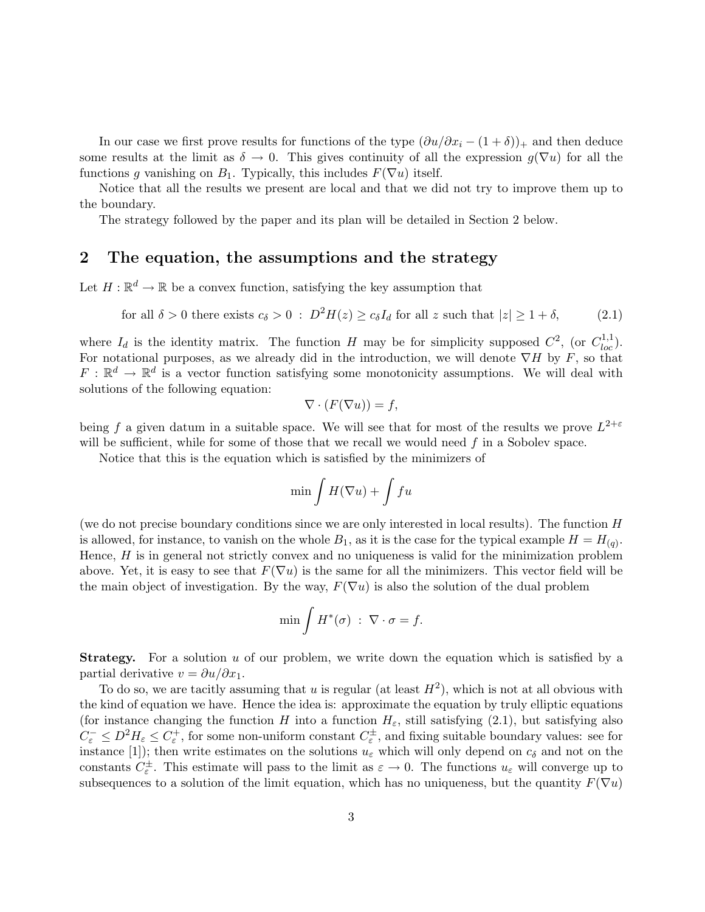In our case we first prove results for functions of the type $(\partial u/\partial x_i - (1+\delta))_+$ and then deduce some results at the limit as $\delta \to 0$. This gives continuity of all the expression $g(\nabla u)$ for all the functions $g$ vanishing on $B_1$. Typically, this includes $F(\nabla u)$ itself.

Notice that all the results we present are local and that we did not try to improve them up to the boundary.

The strategy followed by the paper and its plan will be detailed in Section 2 below.

## 2 The equation, the assumptions and the strategy

Let $H : \mathbb{R}^d \to \mathbb{R}$ be a convex function, satisfying the key assumption that

$$\text{for all } \delta > 0 \text{ there exists } c_\delta > 0 \; : \; D^2 H(z) \geq c_\delta I_d \text{ for all } z \text{ such that } |z| \geq 1+\delta, \tag{2.1}$$

where $I_d$ is the identity matrix. The function $H$ may be for simplicity supposed $C^2$, (or $C^{1,1}_{loc}$). For notational purposes, as we already did in the introduction, we will denote $\nabla H$ by $F$, so that $F : \mathbb{R}^d \to \mathbb{R}^d$ is a vector function satisfying some monotonicity assumptions. We will deal with solutions of the following equation:

$$\nabla \cdot (F(\nabla u)) = f,$$

being $f$ a given datum in a suitable space. We will see that for most of the results we prove $L^{2+\varepsilon}$ will be sufficient, while for some of those that we recall we would need $f$ in a Sobolev space.

Notice that this is the equation which is satisfied by the minimizers of

$$\min \int H(\nabla u) + \int f u$$

(we do not precise boundary conditions since we are only interested in local results). The function $H$ is allowed, for instance, to vanish on the whole $B_1$, as it is the case for the typical example $H = H_{(q)}$. Hence, $H$ is in general not strictly convex and no uniqueness is valid for the minimization problem above. Yet, it is easy to see that $F(\nabla u)$ is the same for all the minimizers. This vector field will be the main object of investigation. By the way, $F(\nabla u)$ is also the solution of the dual problem

$$\min \int H^*(\sigma) \; : \; \nabla \cdot \sigma = f.$$

**Strategy.** For a solution $u$ of our problem, we write down the equation which is satisfied by a partial derivative $v = \partial u/\partial x_1$.

To do so, we are tacitly assuming that $u$ is regular (at least $H^2$), which is not at all obvious with the kind of equation we have. Hence the idea is: approximate the equation by truly elliptic equations (for instance changing the function $H$ into a function $H_\varepsilon$, still satisfying (2.1), but satisfying also $C^-_\varepsilon \leq D^2 H_\varepsilon \leq C^+_\varepsilon$, for some non-uniform constant $C^\pm_\varepsilon$, and fixing suitable boundary values: see for instance [1]); then write estimates on the solutions $u_\varepsilon$ which will only depend on $c_\delta$ and not on the constants $C^\pm_\varepsilon$. This estimate will pass to the limit as $\varepsilon \to 0$. The functions $u_\varepsilon$ will converge up to subsequences to a solution of the limit equation, which has no uniqueness, but the quantity $F(\nabla u)$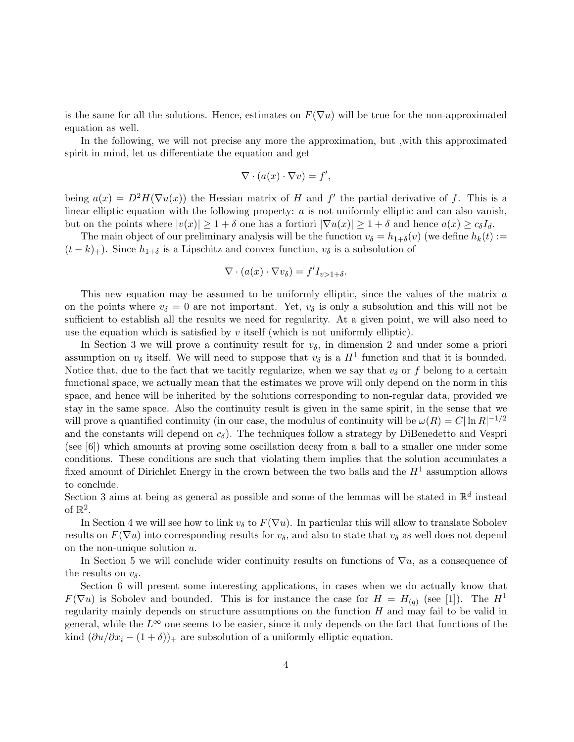is the same for all the solutions. Hence, estimates on $F(\nabla u)$ will be true for the non-approximated equation as well.

In the following, we will not precise any more the approximation, but ,with this approximated spirit in mind, let us differentiate the equation and get

$$\nabla \cdot (a(x) \cdot \nabla v) = f',$$

being $a(x) = D^2H(\nabla u(x))$ the Hessian matrix of $H$ and $f'$ the partial derivative of $f$. This is a linear elliptic equation with the following property: $a$ is not uniformly elliptic and can also vanish, but on the points where $|v(x)| \geq 1 + \delta$ one has a fortiori $|\nabla u(x)| \geq 1 + \delta$ and hence $a(x) \geq c_\delta I_d$.

The main object of our preliminary analysis will be the function $v_\delta = h_{1+\delta}(v)$ (we define $h_k(t) := (t - k)_+$). Since $h_{1+\delta}$ is a Lipschitz and convex function, $v_\delta$ is a subsolution of

$$\nabla \cdot (a(x) \cdot \nabla v_\delta) = f' I_{v>1+\delta}.$$

This new equation may be assumed to be uniformly elliptic, since the values of the matrix $a$ on the points where $v_\delta = 0$ are not important. Yet, $v_\delta$ is only a subsolution and this will not be sufficient to establish all the results we need for regularity. At a given point, we will also need to use the equation which is satisfied by $v$ itself (which is not uniformly elliptic).

In Section 3 we will prove a continuity result for $v_\delta$, in dimension 2 and under some a priori assumption on $v_\delta$ itself. We will need to suppose that $v_\delta$ is a $H^1$ function and that it is bounded. Notice that, due to the fact that we tacitly regularize, when we say that $v_\delta$ or $f$ belong to a certain functional space, we actually mean that the estimates we prove will only depend on the norm in this space, and hence will be inherited by the solutions corresponding to non-regular data, provided we stay in the same space. Also the continuity result is given in the same spirit, in the sense that we will prove a quantified continuity (in our case, the modulus of continuity will be $\omega(R) = C|\ln R|^{-1/2}$ and the constants will depend on $c_\delta$). The techniques follow a strategy by DiBenedetto and Vespri (see [6]) which amounts at proving some oscillation decay from a ball to a smaller one under some conditions. These conditions are such that violating them implies that the solution accumulates a fixed amount of Dirichlet Energy in the crown between the two balls and the $H^1$ assumption allows to conclude.
Section 3 aims at being as general as possible and some of the lemmas will be stated in $\mathbb{R}^d$ instead of $\mathbb{R}^2$.

In Section 4 we will see how to link $v_\delta$ to $F(\nabla u)$. In particular this will allow to translate Sobolev results on $F(\nabla u)$ into corresponding results for $v_\delta$, and also to state that $v_\delta$ as well does not depend on the non-unique solution $u$.

In Section 5 we will conclude wider continuity results on functions of $\nabla u$, as a consequence of the results on $v_\delta$.

Section 6 will present some interesting applications, in cases when we do actually know that $F(\nabla u)$ is Sobolev and bounded. This is for instance the case for $H = H_{(q)}$ (see [1]). The $H^1$ regularity mainly depends on structure assumptions on the function $H$ and may fail to be valid in general, while the $L^\infty$ one seems to be easier, since it only depends on the fact that functions of the kind $(\partial u/\partial x_i - (1 + \delta))_+$ are subsolution of a uniformly elliptic equation.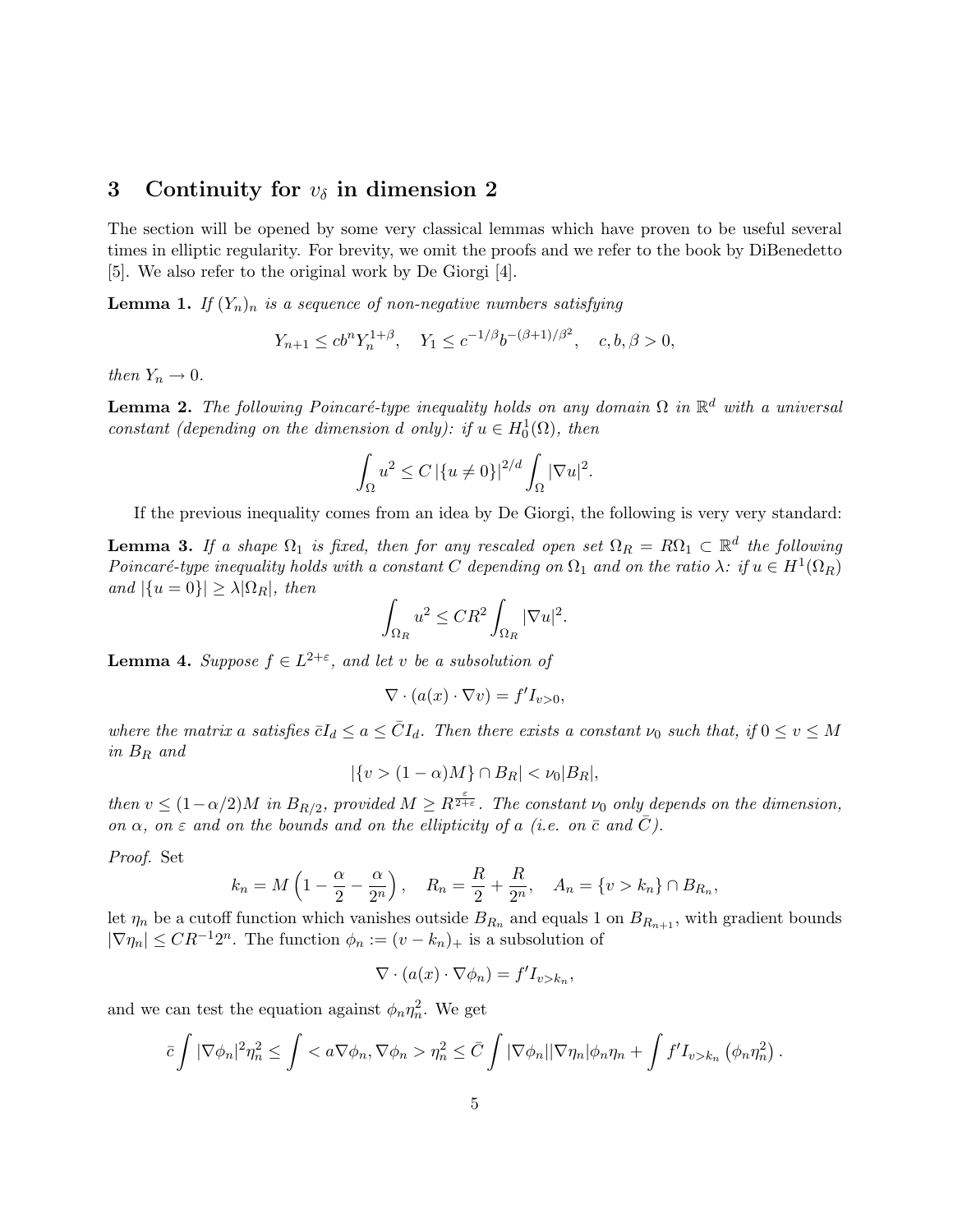## 3 Continuity for $v_\delta$ in dimension 2

The section will be opened by some very classical lemmas which have proven to be useful several times in elliptic regularity. For brevity, we omit the proofs and we refer to the book by DiBenedetto [5]. We also refer to the original work by De Giorgi [4].

**Lemma 1.** *If $(Y_n)_n$ is a sequence of non-negative numbers satisfying*

$$Y_{n+1} \le c b^n Y_n^{1+\beta}, \quad Y_1 \le c^{-1/\beta} b^{-(\beta+1)/\beta^2}, \quad c, b, \beta > 0,$$

*then $Y_n \to 0$.*

**Lemma 2.** *The following Poincaré-type inequality holds on any domain $\Omega$ in $\mathbb{R}^d$ with a universal constant (depending on the dimension $d$ only): if $u \in H_0^1(\Omega)$, then*

$$\int_\Omega u^2 \le C \left|\{u \ne 0\}\right|^{2/d} \int_\Omega |\nabla u|^2.$$

If the previous inequality comes from an idea by De Giorgi, the following is very very standard:

**Lemma 3.** *If a shape $\Omega_1$ is fixed, then for any rescaled open set $\Omega_R = R\Omega_1 \subset \mathbb{R}^d$ the following Poincaré-type inequality holds with a constant $C$ depending on $\Omega_1$ and on the ratio $\lambda$: if $u \in H^1(\Omega_R)$ and $|\{u = 0\}| \ge \lambda |\Omega_R|$, then*

$$\int_{\Omega_R} u^2 \le C R^2 \int_{\Omega_R} |\nabla u|^2.$$

**Lemma 4.** *Suppose $f \in L^{2+\varepsilon}$, and let $v$ be a subsolution of*

$$\nabla \cdot (a(x) \cdot \nabla v) = f' I_{v>0},$$

*where the matrix $a$ satisfies $\bar{c} I_d \le a \le \bar{C} I_d$. Then there exists a constant $\nu_0$ such that, if $0 \le v \le M$ in $B_R$ and*

$$|\{v > (1-\alpha)M\} \cap B_R| < \nu_0 |B_R|,$$

*then $v \le (1 - \alpha/2)M$ in $B_{R/2}$, provided $M \ge R^{\frac{\varepsilon}{2+\varepsilon}}$. The constant $\nu_0$ only depends on the dimension, on $\alpha$, on $\varepsilon$ and on the bounds and on the ellipticity of $a$ (i.e. on $\bar{c}$ and $\bar{C}$).*

*Proof.* Set

$$k_n = M\left(1 - \frac{\alpha}{2} - \frac{\alpha}{2^n}\right), \quad R_n = \frac{R}{2} + \frac{R}{2^n}, \quad A_n = \{v > k_n\} \cap B_{R_n},$$

let $\eta_n$ be a cutoff function which vanishes outside $B_{R_n}$ and equals 1 on $B_{R_{n+1}}$, with gradient bounds $|\nabla \eta_n| \le C R^{-1} 2^n$. The function $\phi_n := (v - k_n)_+$ is a subsolution of

$$\nabla \cdot (a(x) \cdot \nabla \phi_n) = f' I_{v>k_n},$$

and we can test the equation against $\phi_n \eta_n^2$. We get

$$\bar{c} \int |\nabla \phi_n|^2 \eta_n^2 \le \int < a\nabla \phi_n, \nabla \phi_n > \eta_n^2 \le \bar{C} \int |\nabla \phi_n| |\nabla \eta_n| \phi_n \eta_n + \int f' I_{v>k_n} \left(\phi_n \eta_n^2\right).$$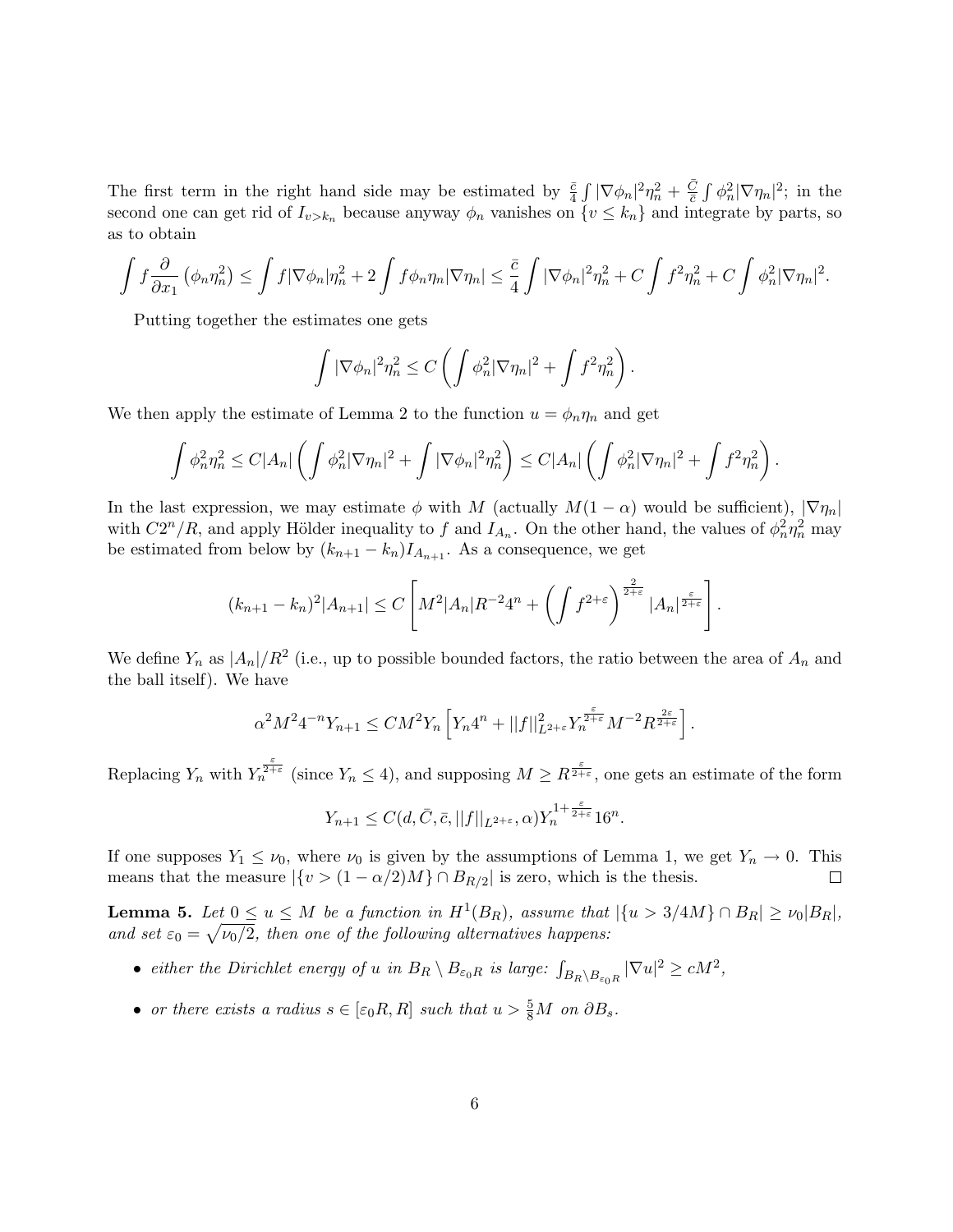The first term in the right hand side may be estimated by $\frac{\bar{c}}{4}\int |\nabla\phi_n|^2\eta_n^2 + \frac{\bar{C}}{\bar{c}}\int \phi_n^2|\nabla\eta_n|^2$; in the second one can get rid of $I_{v>k_n}$ because anyway $\phi_n$ vanishes on $\{v \leq k_n\}$ and integrate by parts, so as to obtain

$$\int f\frac{\partial}{\partial x_1}\left(\phi_n\eta_n^2\right) \leq \int f|\nabla\phi_n|\eta_n^2 + 2\int f\phi_n\eta_n|\nabla\eta_n| \leq \frac{\bar{c}}{4}\int |\nabla\phi_n|^2\eta_n^2 + C\int f^2\eta_n^2 + C\int \phi_n^2|\nabla\eta_n|^2.$$

Putting together the estimates one gets

$$\int |\nabla\phi_n|^2\eta_n^2 \leq C\left(\int \phi_n^2|\nabla\eta_n|^2 + \int f^2\eta_n^2\right).$$

We then apply the estimate of Lemma 2 to the function $u = \phi_n\eta_n$ and get

$$\int \phi_n^2\eta_n^2 \leq C|A_n|\left(\int \phi_n^2|\nabla\eta_n|^2 + \int |\nabla\phi_n|^2\eta_n^2\right) \leq C|A_n|\left(\int \phi_n^2|\nabla\eta_n|^2 + \int f^2\eta_n^2\right).$$

In the last expression, we may estimate $\phi$ with $M$ (actually $M(1-\alpha)$ would be sufficient), $|\nabla\eta_n|$ with $C2^n/R$, and apply Hölder inequality to $f$ and $I_{A_n}$. On the other hand, the values of $\phi_n^2\eta_n^2$ may be estimated from below by $(k_{n+1}-k_n)I_{A_{n+1}}$. As a consequence, we get

$$(k_{n+1}-k_n)^2|A_{n+1}| \leq C\left[M^2|A_n|R^{-2}4^n + \left(\int f^{2+\varepsilon}\right)^{\frac{2}{2+\varepsilon}}|A_n|^{\frac{\varepsilon}{2+\varepsilon}}\right].$$

We define $Y_n$ as $|A_n|/R^2$ (i.e., up to possible bounded factors, the ratio between the area of $A_n$ and the ball itself). We have

$$\alpha^2M^2 4^{-n}Y_{n+1} \leq CM^2Y_n\left[Y_n4^n + ||f||^2_{L^{2+\varepsilon}}Y_n^{\frac{\varepsilon}{2+\varepsilon}}M^{-2}R^{\frac{2\varepsilon}{2+\varepsilon}}\right].$$

Replacing $Y_n$ with $Y_n^{\frac{\varepsilon}{2+\varepsilon}}$ (since $Y_n \leq 4$), and supposing $M \geq R^{\frac{\varepsilon}{2+\varepsilon}}$, one gets an estimate of the form

$$Y_{n+1} \leq C(d,\bar{C},\bar{c},||f||_{L^{2+\varepsilon}},\alpha)Y_n^{1+\frac{\varepsilon}{2+\varepsilon}}16^n.$$

If one supposes $Y_1 \leq \nu_0$, where $\nu_0$ is given by the assumptions of Lemma 1, we get $Y_n \to 0$. This means that the measure $|\{v > (1-\alpha/2)M\} \cap B_{R/2}|$ is zero, which is the thesis. □

**Lemma 5.** *Let $0 \leq u \leq M$ be a function in $H^1(B_R)$, assume that $|\{u > 3/4M\} \cap B_R| \geq \nu_0|B_R|$, and set $\varepsilon_0 = \sqrt{\nu_0/2}$, then one of the following alternatives happens:*

- *either the Dirichlet energy of $u$ in $B_R \setminus B_{\varepsilon_0 R}$ is large: $\int_{B_R\setminus B_{\varepsilon_0 R}} |\nabla u|^2 \geq cM^2$,*
- *or there exists a radius $s \in [\varepsilon_0 R, R]$ such that $u > \frac{5}{8}M$ on $\partial B_s$.*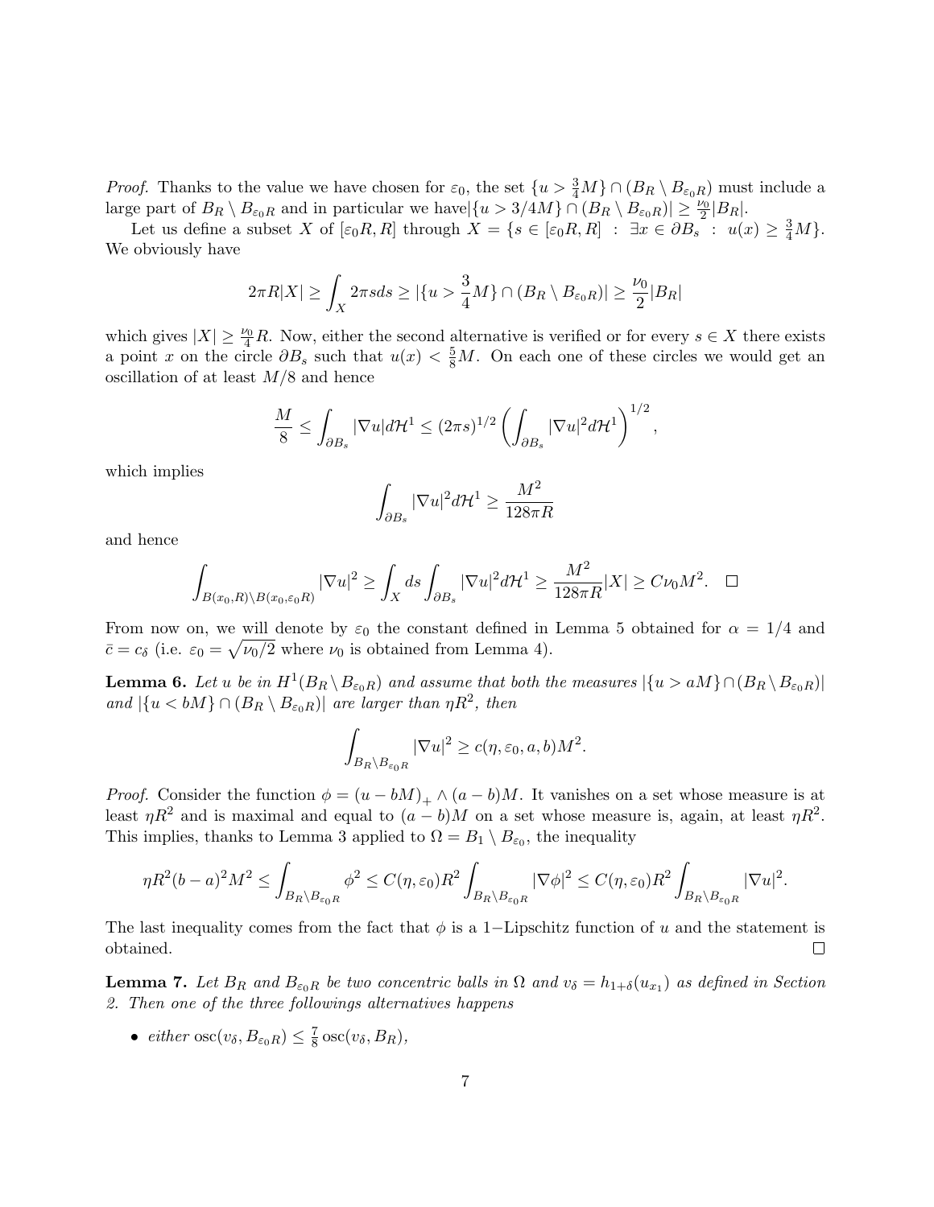*Proof.* Thanks to the value we have chosen for $\varepsilon_0$, the set $\{u > \frac{3}{4}M\} \cap (B_R \setminus B_{\varepsilon_0 R})$ must include a large part of $B_R \setminus B_{\varepsilon_0 R}$ and in particular we have$|\{u > 3/4M\} \cap (B_R \setminus B_{\varepsilon_0 R})| \geq \frac{\nu_0}{2}|B_R|$.

Let us define a subset $X$ of $[\varepsilon_0 R, R]$ through $X = \{s \in [\varepsilon_0 R, R] \ : \ \exists x \in \partial B_s \ : \ u(x) \geq \frac{3}{4}M\}$. We obviously have

$$2\pi R|X| \geq \int_X 2\pi s ds \geq |\{u > \frac{3}{4}M\} \cap (B_R \setminus B_{\varepsilon_0 R})| \geq \frac{\nu_0}{2}|B_R|$$

which gives $|X| \geq \frac{\nu_0}{4}R$. Now, either the second alternative is verified or for every $s \in X$ there exists a point $x$ on the circle $\partial B_s$ such that $u(x) < \frac{5}{8}M$. On each one of these circles we would get an oscillation of at least $M/8$ and hence

$$\frac{M}{8} \leq \int_{\partial B_s} |\nabla u| d\mathcal{H}^1 \leq (2\pi s)^{1/2} \left( \int_{\partial B_s} |\nabla u|^2 d\mathcal{H}^1 \right)^{1/2},$$

which implies

$$\int_{\partial B_s} |\nabla u|^2 d\mathcal{H}^1 \geq \frac{M^2}{128\pi R}$$

and hence

$$\int_{B(x_0,R)\setminus B(x_0,\varepsilon_0 R)} |\nabla u|^2 \geq \int_X ds \int_{\partial B_s} |\nabla u|^2 d\mathcal{H}^1 \geq \frac{M^2}{128\pi R}|X| \geq C\nu_0 M^2. \quad \square$$

From now on, we will denote by $\varepsilon_0$ the constant defined in Lemma 5 obtained for $\alpha = 1/4$ and $\bar{c} = c_\delta$ (i.e. $\varepsilon_0 = \sqrt{\nu_0/2}$ where $\nu_0$ is obtained from Lemma 4).

**Lemma 6.** *Let $u$ be in $H^1(B_R \setminus B_{\varepsilon_0 R})$ and assume that both the measures $|\{u > aM\} \cap (B_R \setminus B_{\varepsilon_0 R})|$ and $|\{u < bM\} \cap (B_R \setminus B_{\varepsilon_0 R})|$ are larger than $\eta R^2$, then*

$$\int_{B_R \setminus B_{\varepsilon_0 R}} |\nabla u|^2 \geq c(\eta, \varepsilon_0, a, b)M^2.$$

*Proof.* Consider the function $\phi = (u - bM)_+ \wedge (a - b)M$. It vanishes on a set whose measure is at least $\eta R^2$ and is maximal and equal to $(a - b)M$ on a set whose measure is, again, at least $\eta R^2$. This implies, thanks to Lemma 3 applied to $\Omega = B_1 \setminus B_{\varepsilon_0}$, the inequality

$$\eta R^2 (b - a)^2 M^2 \leq \int_{B_R \setminus B_{\varepsilon_0 R}} \phi^2 \leq C(\eta, \varepsilon_0) R^2 \int_{B_R \setminus B_{\varepsilon_0 R}} |\nabla \phi|^2 \leq C(\eta, \varepsilon_0) R^2 \int_{B_R \setminus B_{\varepsilon_0 R}} |\nabla u|^2.$$

The last inequality comes from the fact that $\phi$ is a 1−Lipschitz function of $u$ and the statement is obtained. $\square$

**Lemma 7.** *Let $B_R$ and $B_{\varepsilon_0 R}$ be two concentric balls in $\Omega$ and $v_\delta = h_{1+\delta}(u_{x_1})$ as defined in Section 2. Then one of the three followings alternatives happens*

- *either* $\operatorname{osc}(v_\delta, B_{\varepsilon_0 R}) \leq \frac{7}{8} \operatorname{osc}(v_\delta, B_R)$,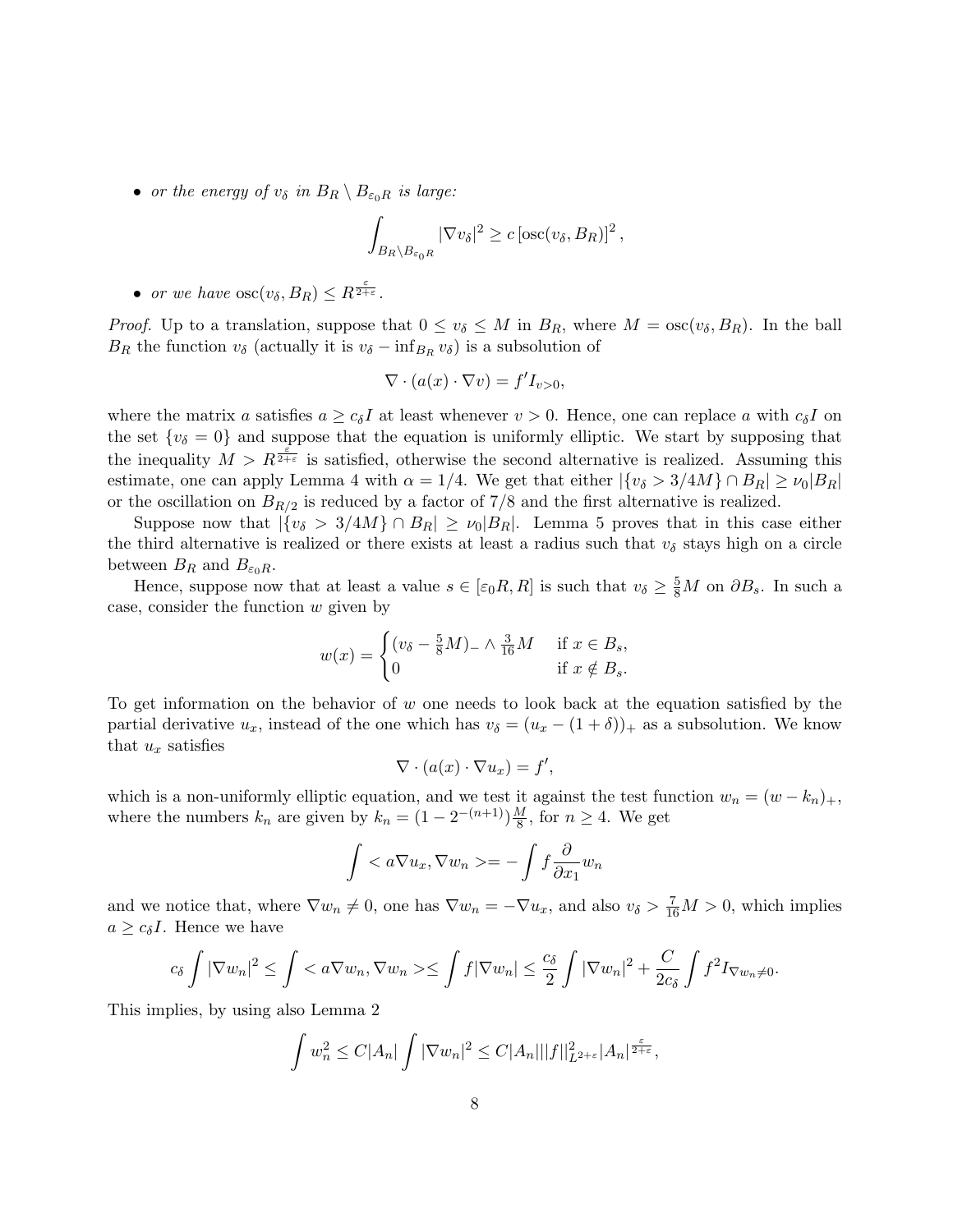- *or the energy of $v_\delta$ in $B_R \setminus B_{\varepsilon_0 R}$ is large:*

$$\int_{B_R \setminus B_{\varepsilon_0 R}} |\nabla v_\delta|^2 \geq c \left[\operatorname{osc}(v_\delta, B_R)\right]^2,$$

- *or we have $\operatorname{osc}(v_\delta, B_R) \leq R^{\frac{\varepsilon}{2+\varepsilon}}$.*

*Proof.* Up to a translation, suppose that $0 \leq v_\delta \leq M$ in $B_R$, where $M = \operatorname{osc}(v_\delta, B_R)$. In the ball $B_R$ the function $v_\delta$ (actually it is $v_\delta - \inf_{B_R} v_\delta$) is a subsolution of

$$\nabla \cdot (a(x) \cdot \nabla v) = f' I_{v>0},$$

where the matrix $a$ satisfies $a \geq c_\delta I$ at least whenever $v > 0$. Hence, one can replace $a$ with $c_\delta I$ on the set $\{v_\delta = 0\}$ and suppose that the equation is uniformly elliptic. We start by supposing that the inequality $M > R^{\frac{\varepsilon}{2+\varepsilon}}$ is satisfied, otherwise the second alternative is realized. Assuming this estimate, one can apply Lemma 4 with $\alpha = 1/4$. We get that either $|\{v_\delta > 3/4M\} \cap B_R| \geq \nu_0 |B_R|$ or the oscillation on $B_{R/2}$ is reduced by a factor of $7/8$ and the first alternative is realized.

Suppose now that $|\{v_\delta > 3/4M\} \cap B_R| \geq \nu_0 |B_R|$. Lemma 5 proves that in this case either the third alternative is realized or there exists at least a radius such that $v_\delta$ stays high on a circle between $B_R$ and $B_{\varepsilon_0 R}$.

Hence, suppose now that at least a value $s \in [\varepsilon_0 R, R]$ is such that $v_\delta \geq \frac{5}{8} M$ on $\partial B_s$. In such a case, consider the function $w$ given by

$$w(x) = \begin{cases} (v_\delta - \frac{5}{8}M)_- \wedge \frac{3}{16} M & \text{if } x \in B_s, \\ 0 & \text{if } x \notin B_s. \end{cases}$$

To get information on the behavior of $w$ one needs to look back at the equation satisfied by the partial derivative $u_x$, instead of the one which has $v_\delta = (u_x - (1+\delta))_+$ as a subsolution. We know that $u_x$ satisfies

$$\nabla \cdot (a(x) \cdot \nabla u_x) = f',$$

which is a non-uniformly elliptic equation, and we test it against the test function $w_n = (w - k_n)_+$, where the numbers $k_n$ are given by $k_n = (1 - 2^{-(n+1)}) \frac{M}{8}$, for $n \geq 4$. We get

$$\int < a \nabla u_x, \nabla w_n > = - \int f \frac{\partial}{\partial x_1} w_n$$

and we notice that, where $\nabla w_n \neq 0$, one has $\nabla w_n = -\nabla u_x$, and also $v_\delta > \frac{7}{16} M > 0$, which implies $a \geq c_\delta I$. Hence we have

$$c_\delta \int |\nabla w_n|^2 \leq \int < a \nabla w_n, \nabla w_n > \leq \int f |\nabla w_n| \leq \frac{c_\delta}{2} \int |\nabla w_n|^2 + \frac{C}{2 c_\delta} \int f^2 I_{\nabla w_n \neq 0}.$$

This implies, by using also Lemma 2

$$\int w_n^2 \leq C |A_n| \int |\nabla w_n|^2 \leq C |A_n| ||f||^2_{L^{2+\varepsilon}} |A_n|^{\frac{\varepsilon}{2+\varepsilon}},$$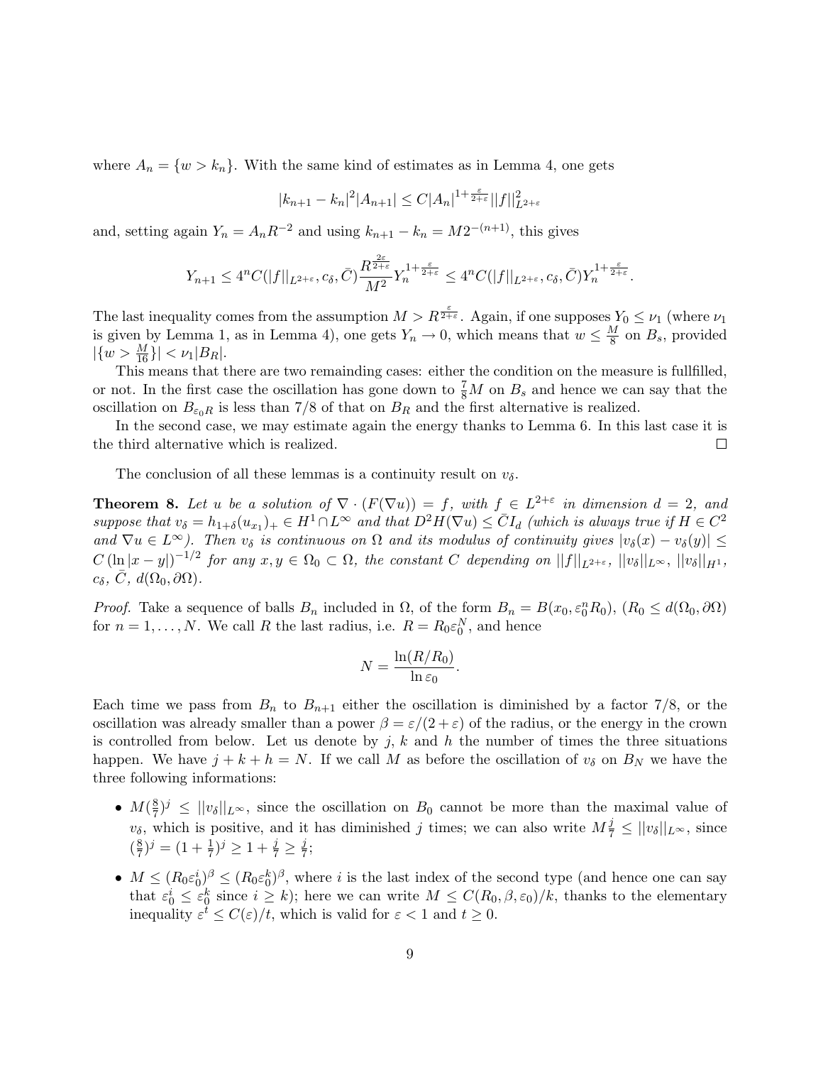where $A_n = \{w > k_n\}$. With the same kind of estimates as in Lemma 4, one gets

$$|k_{n+1} - k_n|^2 |A_{n+1}| \leq C|A_n|^{1+\frac{\varepsilon}{2+\varepsilon}} ||f||^2_{L^{2+\varepsilon}}$$

and, setting again $Y_n = A_n R^{-2}$ and using $k_{n+1} - k_n = M2^{-(n+1)}$, this gives

$$Y_{n+1} \leq 4^n C(||f||_{L^{2+\varepsilon}}, c_\delta, \bar{C}) \frac{R^{\frac{2\varepsilon}{2+\varepsilon}}}{M^2} Y_n^{1+\frac{\varepsilon}{2+\varepsilon}} \leq 4^n C(||f||_{L^{2+\varepsilon}}, c_\delta, \bar{C}) Y_n^{1+\frac{\varepsilon}{2+\varepsilon}}.$$

The last inequality comes from the assumption $M > R^{\frac{\varepsilon}{2+\varepsilon}}$. Again, if one supposes $Y_0 \leq \nu_1$ (where $\nu_1$ is given by Lemma 1, as in Lemma 4), one gets $Y_n \to 0$, which means that $w \leq \frac{M}{8}$ on $B_s$, provided $|\{w > \frac{M}{16}\}| < \nu_1 |B_R|$.

This means that there are two remainding cases: either the condition on the measure is fullfilled, or not. In the first case the oscillation has gone down to $\frac{7}{8}M$ on $B_s$ and hence we can say that the oscillation on $B_{\varepsilon_0 R}$ is less than 7/8 of that on $B_R$ and the first alternative is realized.

In the second case, we may estimate again the energy thanks to Lemma 6. In this last case it is the third alternative which is realized. □

The conclusion of all these lemmas is a continuity result on $v_\delta$.

**Theorem 8.** *Let $u$ be a solution of $\nabla \cdot (F(\nabla u)) = f$, with $f \in L^{2+\varepsilon}$ in dimension $d = 2$, and suppose that $v_\delta = h_{1+\delta}(u_{x_1})_+ \in H^1 \cap L^\infty$ and that $D^2 H(\nabla u) \leq \bar{C} I_d$ (which is always true if $H \in C^2$ and $\nabla u \in L^\infty$). Then $v_\delta$ is continuous on $\Omega$ and its modulus of continuity gives $|v_\delta(x) - v_\delta(y)| \leq C\left(\ln |x-y|\right)^{-1/2}$ for any $x, y \in \Omega_0 \subset \Omega$, the constant $C$ depending on $||f||_{L^{2+\varepsilon}}$, $||v_\delta||_{L^\infty}$, $||v_\delta||_{H^1}$, $c_\delta$, $\bar{C}$, $d(\Omega_0, \partial\Omega)$.*

*Proof.* Take a sequence of balls $B_n$ included in $\Omega$, of the form $B_n = B(x_0, \varepsilon_0^n R_0)$, ($R_0 \leq d(\Omega_0, \partial\Omega)$ for $n = 1, \dots, N$. We call $R$ the last radius, i.e. $R = R_0 \varepsilon_0^N$, and hence

$$N = \frac{\ln(R/R_0)}{\ln \varepsilon_0}.$$

Each time we pass from $B_n$ to $B_{n+1}$ either the oscillation is diminished by a factor 7/8, or the oscillation was already smaller than a power $\beta = \varepsilon/(2+\varepsilon)$ of the radius, or the energy in the crown is controlled from below. Let us denote by $j$, $k$ and $h$ the number of times the three situations happen. We have $j + k + h = N$. If we call $M$ as before the oscillation of $v_\delta$ on $B_N$ we have the three following informations:

- $M(\frac{8}{7})^j \leq ||v_\delta||_{L^\infty}$, since the oscillation on $B_0$ cannot be more than the maximal value of $v_\delta$, which is positive, and it has diminished $j$ times; we can also write $M\frac{j}{7} \leq ||v_\delta||_{L^\infty}$, since $(\frac{8}{7})^j = (1 + \frac{1}{7})^j \geq 1 + \frac{j}{7} \geq \frac{j}{7}$;
- $M \leq (R_0 \varepsilon_0^i)^\beta \leq (R_0 \varepsilon_0^k)^\beta$, where $i$ is the last index of the second type (and hence one can say that $\varepsilon_0^i \leq \varepsilon_0^k$ since $i \geq k$); here we can write $M \leq C(R_0, \beta, \varepsilon_0)/k$, thanks to the elementary inequality $\varepsilon^t \leq C(\varepsilon)/t$, which is valid for $\varepsilon < 1$ and $t \geq 0$.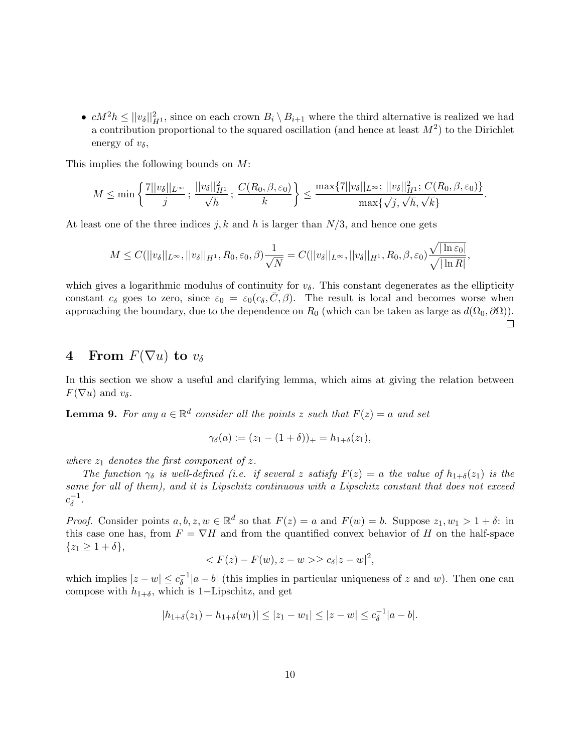- $cM^2 h \leq ||v_\delta||^2_{H^1}$, since on each crown $B_i \setminus B_{i+1}$ where the third alternative is realized we had a contribution proportional to the squared oscillation (and hence at least $M^2$) to the Dirichlet energy of $v_\delta$,

This implies the following bounds on $M$:

$$M \leq \min\left\{ \frac{7||v_\delta||_{L^\infty}}{j}\,;\, \frac{||v_\delta||^2_{H^1}}{\sqrt{h}}\,;\, \frac{C(R_0,\beta,\varepsilon_0)}{k} \right\} \leq \frac{\max\{7||v_\delta||_{L^\infty};\, ||v_\delta||^2_{H^1};\, C(R_0,\beta,\varepsilon_0)\}}{\max\{\sqrt{j},\sqrt{h},\sqrt{k}\}}.$$

At least one of the three indices $j, k$ and $h$ is larger than $N/3$, and hence one gets

$$M \leq C(||v_\delta||_{L^\infty}, ||v_\delta||_{H^1}, R_0, \varepsilon_0, \beta)\frac{1}{\sqrt{N}} = C(||v_\delta||_{L^\infty}, ||v_\delta||_{H^1}, R_0, \beta, \varepsilon_0)\frac{\sqrt{|\ln \varepsilon_0|}}{\sqrt{|\ln R|}},$$

which gives a logarithmic modulus of continuity for $v_\delta$. This constant degenerates as the ellipticity constant $c_\delta$ goes to zero, since $\varepsilon_0 = \varepsilon_0(c_\delta, \bar{C}, \beta)$. The result is local and becomes worse when approaching the boundary, due to the dependence on $R_0$ (which can be taken as large as $d(\Omega_0, \partial\Omega)$). □

# 4 From $F(\nabla u)$ to $v_\delta$

In this section we show a useful and clarifying lemma, which aims at giving the relation between $F(\nabla u)$ and $v_\delta$.

**Lemma 9.** *For any $a \in \mathbb{R}^d$ consider all the points $z$ such that $F(z) = a$ and set*

$$\gamma_\delta(a) := (z_1 - (1+\delta))_+ = h_{1+\delta}(z_1),$$

*where $z_1$ denotes the first component of $z$.*

*The function $\gamma_\delta$ is well-defined (i.e. if several $z$ satisfy $F(z) = a$ the value of $h_{1+\delta}(z_1)$ is the same for all of them), and it is Lipschitz continuous with a Lipschitz constant that does not exceed $c_\delta^{-1}$.*

*Proof.* Consider points $a, b, z, w \in \mathbb{R}^d$ so that $F(z) = a$ and $F(w) = b$. Suppose $z_1, w_1 > 1 + \delta$: in this case one has, from $F = \nabla H$ and from the quantified convex behavior of $H$ on the half-space $\{z_1 \geq 1 + \delta\}$,

$$< F(z) - F(w), z - w > \geq c_\delta |z - w|^2,$$

which implies $|z - w| \leq c_\delta^{-1}|a - b|$ (this implies in particular uniqueness of $z$ and $w$). Then one can compose with $h_{1+\delta}$, which is 1−Lipschitz, and get

$$|h_{1+\delta}(z_1) - h_{1+\delta}(w_1)| \leq |z_1 - w_1| \leq |z - w| \leq c_\delta^{-1}|a - b|.$$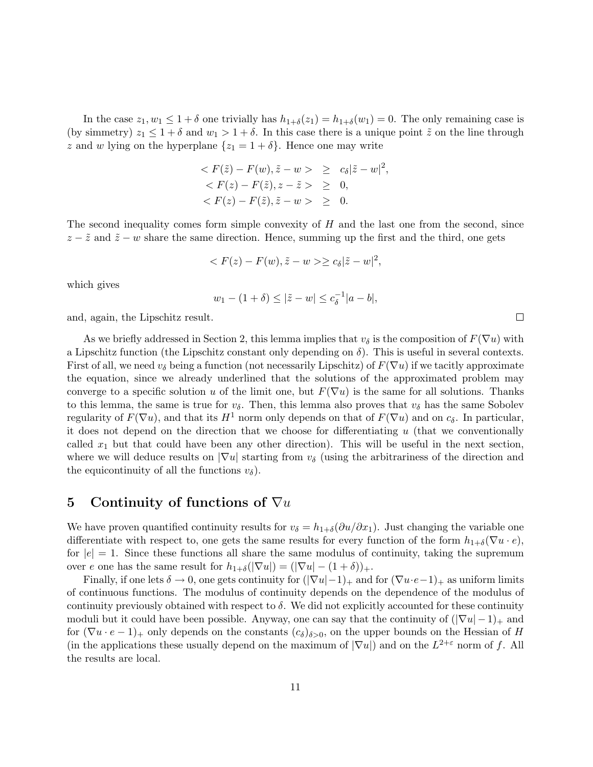In the case $z_1, w_1 \leq 1+\delta$ one trivially has $h_{1+\delta}(z_1) = h_{1+\delta}(w_1) = 0$. The only remaining case is (by simmetry) $z_1 \leq 1+\delta$ and $w_1 > 1+\delta$. In this case there is a unique point $\tilde{z}$ on the line through $z$ and $w$ lying on the hyperplane $\{z_1 = 1+\delta\}$. Hence one may write

$$
\begin{aligned}
< F(\tilde{z}) - F(w), \tilde{z} - w > &\geq c_\delta |\tilde{z} - w|^2, \\
< F(z) - F(\tilde{z}), z - \tilde{z} > &\geq 0, \\
< F(z) - F(\tilde{z}), \tilde{z} - w > &\geq 0.
\end{aligned}
$$

The second inequality comes form simple convexity of $H$ and the last one from the second, since $z - \tilde{z}$ and $\tilde{z} - w$ share the same direction. Hence, summing up the first and the third, one gets

$$
< F(z) - F(w), \tilde{z} - w > \geq c_\delta |\tilde{z} - w|^2,
$$

which gives

$$
w_1 - (1+\delta) \leq |\tilde{z} - w| \leq c_\delta^{-1} |a - b|,
$$

and, again, the Lipschitz result. □

As we briefly addressed in Section 2, this lemma implies that $v_\delta$ is the composition of $F(\nabla u)$ with a Lipschitz function (the Lipschitz constant only depending on $\delta$). This is useful in several contexts. First of all, we need $v_\delta$ being a function (not necessarily Lipschitz) of $F(\nabla u)$ if we tacitly approximate the equation, since we already underlined that the solutions of the approximated problem may converge to a specific solution $u$ of the limit one, but $F(\nabla u)$ is the same for all solutions. Thanks to this lemma, the same is true for $v_\delta$. Then, this lemma also proves that $v_\delta$ has the same Sobolev regularity of $F(\nabla u)$, and that its $H^1$ norm only depends on that of $F(\nabla u)$ and on $c_\delta$. In particular, it does not depend on the direction that we choose for differentiating $u$ (that we conventionally called $x_1$ but that could have been any other direction). This will be useful in the next section, where we will deduce results on $|\nabla u|$ starting from $v_\delta$ (using the arbitrariness of the direction and the equicontinuity of all the functions $v_\delta$).

## 5 Continuity of functions of $\nabla u$

We have proven quantified continuity results for $v_\delta = h_{1+\delta}(\partial u/\partial x_1)$. Just changing the variable one differentiate with respect to, one gets the same results for every function of the form $h_{1+\delta}(\nabla u \cdot e)$, for $|e| = 1$. Since these functions all share the same modulus of continuity, taking the supremum over $e$ one has the same result for $h_{1+\delta}(|\nabla u|) = (|\nabla u| - (1+\delta))_+$.

Finally, if one lets $\delta \to 0$, one gets continuity for $(|\nabla u| - 1)_+$ and for $(\nabla u \cdot e - 1)_+$ as uniform limits of continuous functions. The modulus of continuity depends on the dependence of the modulus of continuity previously obtained with respect to $\delta$. We did not explicitly accounted for these continuity moduli but it could have been possible. Anyway, one can say that the continuity of $(|\nabla u| - 1)_+$ and for $(\nabla u \cdot e - 1)_+$ only depends on the constants $(c_\delta)_{\delta > 0}$, on the upper bounds on the Hessian of $H$ (in the applications these usually depend on the maximum of $|\nabla u|$) and on the $L^{2+\varepsilon}$ norm of $f$. All the results are local.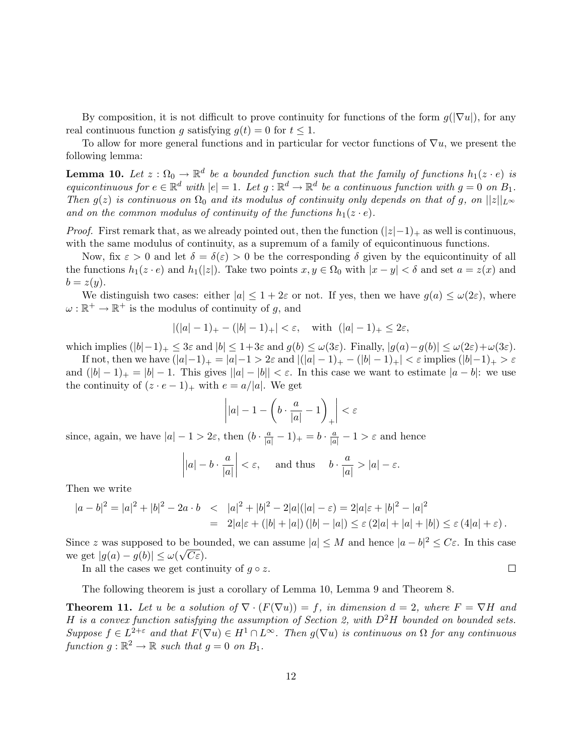By composition, it is not difficult to prove continuity for functions of the form $g(|\nabla u|)$, for any real continuous function $g$ satisfying $g(t) = 0$ for $t \leq 1$.

To allow for more general functions and in particular for vector functions of $\nabla u$, we present the following lemma:

**Lemma 10.** *Let $z : \Omega_0 \to \mathbb{R}^d$ be a bounded function such that the family of functions $h_1(z \cdot e)$ is equicontinuous for $e \in \mathbb{R}^d$ with $|e| = 1$. Let $g : \mathbb{R}^d \to \mathbb{R}^d$ be a continuous function with $g = 0$ on $B_1$. Then $g(z)$ is continuous on $\Omega_0$ and its modulus of continuity only depends on that of $g$, on $||z||_{L^\infty}$ and on the common modulus of continuity of the functions $h_1(z \cdot e)$.*

*Proof.* First remark that, as we already pointed out, then the function $(|z|-1)_+$ as well is continuous, with the same modulus of continuity, as a supremum of a family of equicontinuous functions.

Now, fix $\varepsilon > 0$ and let $\delta = \delta(\varepsilon) > 0$ be the corresponding $\delta$ given by the equicontinuity of all the functions $h_1(z \cdot e)$ and $h_1(|z|)$. Take two points $x, y \in \Omega_0$ with $|x - y| < \delta$ and set $a = z(x)$ and $b = z(y)$.

We distinguish two cases: either $|a| \leq 1 + 2\varepsilon$ or not. If yes, then we have $g(a) \leq \omega(2\varepsilon)$, where $\omega : \mathbb{R}^+ \to \mathbb{R}^+$ is the modulus of continuity of $g$, and

$$|(|a| - 1)_+ - (|b| - 1)_+| < \varepsilon, \quad \text{with } \ (|a| - 1)_+ \leq 2\varepsilon,$$

which implies $(|b|-1)_+ \leq 3\varepsilon$ and $|b| \leq 1+3\varepsilon$ and $g(b) \leq \omega(3\varepsilon)$. Finally, $|g(a)-g(b)| \leq \omega(2\varepsilon)+\omega(3\varepsilon)$.

If not, then we have $(|a|-1)_+ = |a|-1 > 2\varepsilon$ and $|(|a| - 1)_+ - (|b| - 1)_+| < \varepsilon$ implies $(|b|-1)_+ > \varepsilon$ and $(|b| - 1)_+ = |b| - 1$. This gives $||a| - |b|| < \varepsilon$. In this case we want to estimate $|a - b|$: we use the continuity of $(z \cdot e - 1)_+$ with $e = a/|a|$. We get

$$\left| |a| - 1 - \left( b \cdot \frac{a}{|a|} - 1 \right)_+ \right| < \varepsilon$$

since, again, we have $|a| - 1 > 2\varepsilon$, then $(b \cdot \frac{a}{|a|} - 1)_+ = b \cdot \frac{a}{|a|} - 1 > \varepsilon$ and hence

$$\left| |a| - b \cdot \frac{a}{|a|} \right| < \varepsilon, \qquad \text{and thus} \qquad b \cdot \frac{a}{|a|} > |a| - \varepsilon.$$

Then we write

$$\begin{aligned} |a - b|^2 = |a|^2 + |b|^2 - 2a \cdot b \ &< \ |a|^2 + |b|^2 - 2|a|(|a| - \varepsilon) = 2|a|\varepsilon + |b|^2 - |a|^2 \\ &= \ 2|a|\varepsilon + (|b| + |a|)(|b| - |a|) \leq \varepsilon (2|a| + |a| + |b|) \leq \varepsilon (4|a| + \varepsilon). \end{aligned}$$

Since $z$ was supposed to be bounded, we can assume $|a| \leq M$ and hence $|a - b|^2 \leq C\varepsilon$. In this case we get $|g(a) - g(b)| \leq \omega(\sqrt{C\varepsilon})$.

In all the cases we get continuity of $g \circ z$. $\square$

The following theorem is just a corollary of Lemma 10, Lemma 9 and Theorem 8.

**Theorem 11.** *Let $u$ be a solution of $\nabla \cdot (F(\nabla u)) = f$, in dimension $d = 2$, where $F = \nabla H$ and $H$ is a convex function satisfying the assumption of Section 2, with $D^2H$ bounded on bounded sets. Suppose $f \in L^{2+\varepsilon}$ and that $F(\nabla u) \in H^1 \cap L^\infty$. Then $g(\nabla u)$ is continuous on $\Omega$ for any continuous function $g : \mathbb{R}^2 \to \mathbb{R}$ such that $g = 0$ on $B_1$.*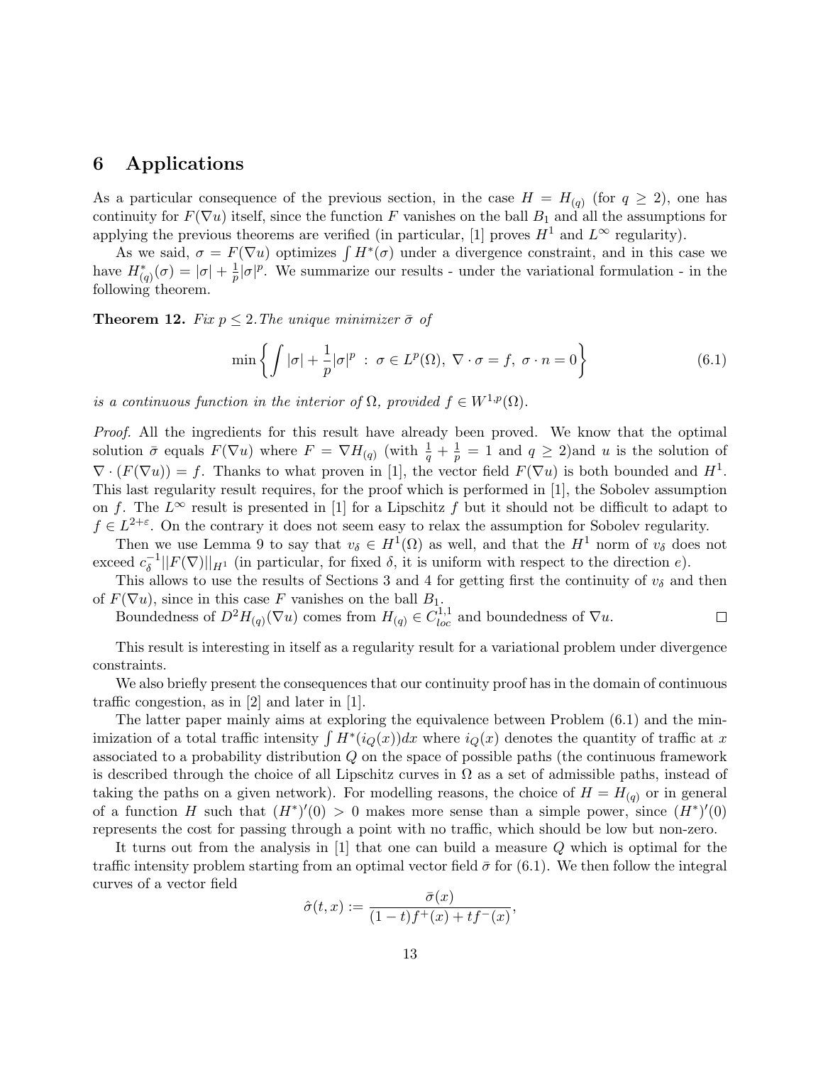## 6 Applications

As a particular consequence of the previous section, in the case $H = H_{(q)}$ (for $q \geq 2$), one has continuity for $F(\nabla u)$ itself, since the function $F$ vanishes on the ball $B_1$ and all the assumptions for applying the previous theorems are verified (in particular, [1] proves $H^1$ and $L^\infty$ regularity).

As we said, $\sigma = F(\nabla u)$ optimizes $\int H^*(\sigma)$ under a divergence constraint, and in this case we have $H^*_{(q)}(\sigma) = |\sigma| + \frac{1}{p}|\sigma|^p$. We summarize our results - under the variational formulation - in the following theorem.

**Theorem 12.** *Fix $p \leq 2$. The unique minimizer $\bar{\sigma}$ of*

$$\min\left\{ \int |\sigma| + \frac{1}{p}|\sigma|^p \ : \ \sigma \in L^p(\Omega),\ \nabla \cdot \sigma = f,\ \sigma \cdot n = 0 \right\} \tag{6.1}$$

*is a continuous function in the interior of $\Omega$, provided $f \in W^{1,p}(\Omega)$.*

*Proof.* All the ingredients for this result have already been proved. We know that the optimal solution $\bar{\sigma}$ equals $F(\nabla u)$ where $F = \nabla H_{(q)}$ (with $\frac{1}{q} + \frac{1}{p} = 1$ and $q \geq 2$)and $u$ is the solution of $\nabla \cdot (F(\nabla u)) = f$. Thanks to what proven in [1], the vector field $F(\nabla u)$ is both bounded and $H^1$. This last regularity result requires, for the proof which is performed in [1], the Sobolev assumption on $f$. The $L^\infty$ result is presented in [1] for a Lipschitz $f$ but it should not be difficult to adapt to $f \in L^{2+\varepsilon}$. On the contrary it does not seem easy to relax the assumption for Sobolev regularity.

Then we use Lemma 9 to say that $v_\delta \in H^1(\Omega)$ as well, and that the $H^1$ norm of $v_\delta$ does not exceed $c_\delta^{-1}||F(\nabla)||_{H^1}$ (in particular, for fixed $\delta$, it is uniform with respect to the direction $e$).

This allows to use the results of Sections 3 and 4 for getting first the continuity of $v_\delta$ and then of $F(\nabla u)$, since in this case $F$ vanishes on the ball $B_1$.

Boundedness of $D^2 H_{(q)}(\nabla u)$ comes from $H_{(q)} \in C^{1,1}_{loc}$ and boundedness of $\nabla u$. $\square$

This result is interesting in itself as a regularity result for a variational problem under divergence constraints.

We also briefly present the consequences that our continuity proof has in the domain of continuous traffic congestion, as in [2] and later in [1].

The latter paper mainly aims at exploring the equivalence between Problem (6.1) and the minimization of a total traffic intensity $\int H^*(i_Q(x))dx$ where $i_Q(x)$ denotes the quantity of traffic at $x$ associated to a probability distribution $Q$ on the space of possible paths (the continuous framework is described through the choice of all Lipschitz curves in $\Omega$ as a set of admissible paths, instead of taking the paths on a given network). For modelling reasons, the choice of $H = H_{(q)}$ or in general of a function $H$ such that $(H^*)'(0) > 0$ makes more sense than a simple power, since $(H^*)'(0)$ represents the cost for passing through a point with no traffic, which should be low but non-zero.

It turns out from the analysis in [1] that one can build a measure $Q$ which is optimal for the traffic intensity problem starting from an optimal vector field $\bar{\sigma}$ for (6.1). We then follow the integral curves of a vector field

$$\hat{\sigma}(t,x) := \frac{\bar{\sigma}(x)}{(1-t)f^+(x) + tf^-(x)},$$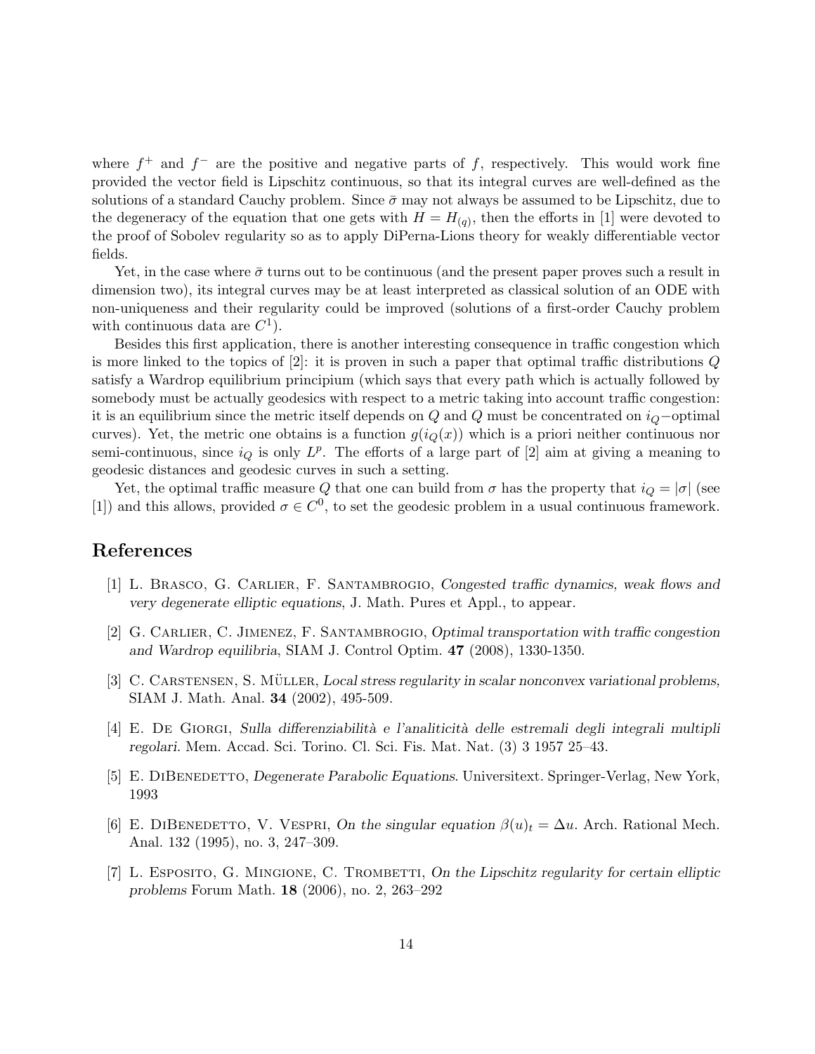where $f^+$ and $f^-$ are the positive and negative parts of $f$, respectively. This would work fine provided the vector field is Lipschitz continuous, so that its integral curves are well-defined as the solutions of a standard Cauchy problem. Since $\bar{\sigma}$ may not always be assumed to be Lipschitz, due to the degeneracy of the equation that one gets with $H = H_{(q)}$, then the efforts in [1] were devoted to the proof of Sobolev regularity so as to apply DiPerna-Lions theory for weakly differentiable vector fields.

Yet, in the case where $\bar{\sigma}$ turns out to be continuous (and the present paper proves such a result in dimension two), its integral curves may be at least interpreted as classical solution of an ODE with non-uniqueness and their regularity could be improved (solutions of a first-order Cauchy problem with continuous data are $C^1$).

Besides this first application, there is another interesting consequence in traffic congestion which is more linked to the topics of [2]: it is proven in such a paper that optimal traffic distributions $Q$ satisfy a Wardrop equilibrium principium (which says that every path which is actually followed by somebody must be actually geodesics with respect to a metric taking into account traffic congestion: it is an equilibrium since the metric itself depends on $Q$ and $Q$ must be concentrated on $i_Q$−optimal curves). Yet, the metric one obtains is a function $g(i_Q(x))$ which is a priori neither continuous nor semi-continuous, since $i_Q$ is only $L^p$. The efforts of a large part of [2] aim at giving a meaning to geodesic distances and geodesic curves in such a setting.

Yet, the optimal traffic measure $Q$ that one can build from $\sigma$ has the property that $i_Q = |\sigma|$ (see [1]) and this allows, provided $\sigma \in C^0$, to set the geodesic problem in a usual continuous framework.

## References

[1] L. Brasco, G. Carlier, F. Santambrogio, *Congested traffic dynamics, weak flows and very degenerate elliptic equations*, J. Math. Pures et Appl., to appear.

[2] G. Carlier, C. Jimenez, F. Santambrogio, *Optimal transportation with traffic congestion and Wardrop equilibria*, SIAM J. Control Optim. **47** (2008), 1330-1350.

[3] C. Carstensen, S. Müller, *Local stress regularity in scalar nonconvex variational problems*, SIAM J. Math. Anal. **34** (2002), 495-509.

[4] E. De Giorgi, *Sulla differenziabilità e l'analiticità delle estremali degli integrali multipli regolari.* Mem. Accad. Sci. Torino. Cl. Sci. Fis. Mat. Nat. (3) 3 1957 25–43.

[5] E. DiBenedetto, *Degenerate Parabolic Equations*. Universitext. Springer-Verlag, New York, 1993

[6] E. DiBenedetto, V. Vespri, *On the singular equation $\beta(u)_t = \Delta u$.* Arch. Rational Mech. Anal. 132 (1995), no. 3, 247–309.

[7] L. Esposito, G. Mingione, C. Trombetti, *On the Lipschitz regularity for certain elliptic problems* Forum Math. **18** (2006), no. 2, 263–292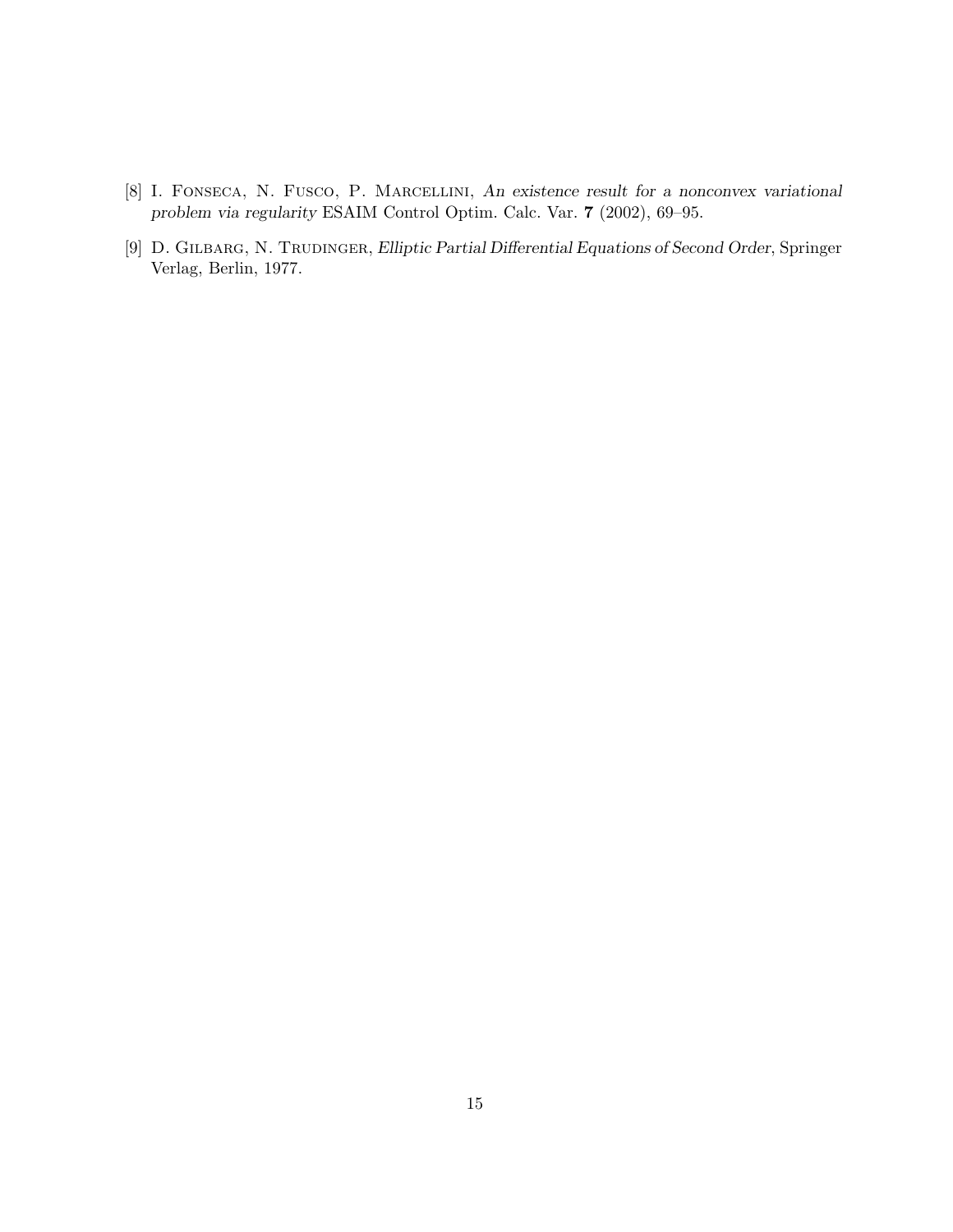[8] I. Fonseca, N. Fusco, P. Marcellini, *An existence result for a nonconvex variational problem via regularity* ESAIM Control Optim. Calc. Var. **7** (2002), 69–95.

[9] D. Gilbarg, N. Trudinger, *Elliptic Partial Differential Equations of Second Order*, Springer Verlag, Berlin, 1977.